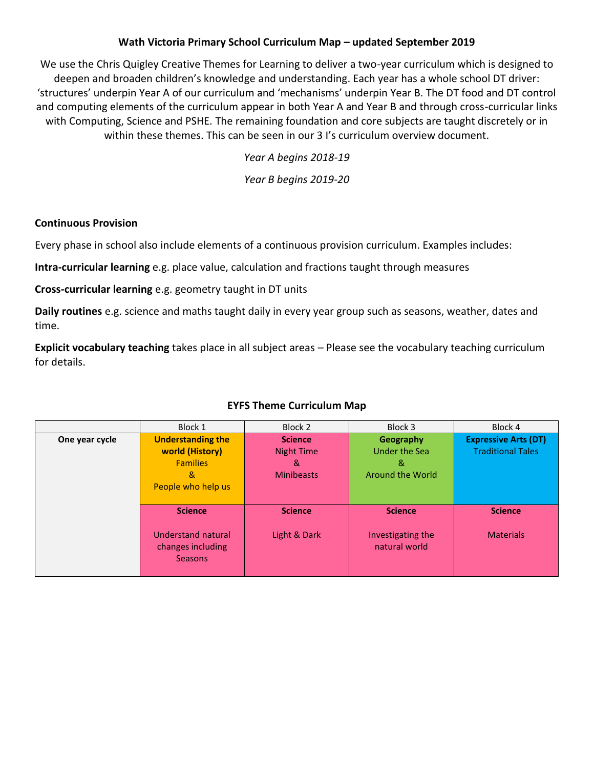# Wath Victoria Primary School Curriculum Map – updated September 2019

We use the Chris Quigley Creative Themes for Learning to deliver a two-year curriculum which is designed to deepen and broaden children's knowledge and understanding. Each year has a whole school DT driver: 'structures' underpin Year A of our curriculum and 'mechanisms' underpin Year B. The DT food and DT control and computing elements of the curriculum appear in both Year A and Year B and through cross-curricular links with Computing, Science and PSHE. The remaining foundation and core subjects are taught discretely or in within these themes. This can be seen in our 3 I's curriculum overview document.

*Year A begins 2018-19*

*Year B begins 2019-20*

**Continuous Provision**

Every phase in school also include elements of a continuous provision curriculum. Examples includes:

**Intra-curricular learning** e.g. place value, calculation and fractions taught through measures

**Cross-curricular learning** e.g. geometry taught in DT units

**Daily routines** e.g. science and maths taught daily in every year group such as seasons, weather, dates and time.

**Explicit vocabulary teaching** takes place in all subject areas – Please see the vocabulary teaching curriculum for details.

## EYFS Theme Curriculum Map

| | Block 1 | Block 2 | Block 3 | Block 4 |
|---|---|---|---|---|
| **One year cycle** | **Understanding the world (History)** Families & People who help us | **Science** Night Time & Minibeasts | **Geography** Under the Sea & Around the World | **Expressive Arts (DT)** Traditional Tales |
| | **Science** Understand natural changes including Seasons | **Science** Light & Dark | **Science** Investigating the natural world | **Science** Materials |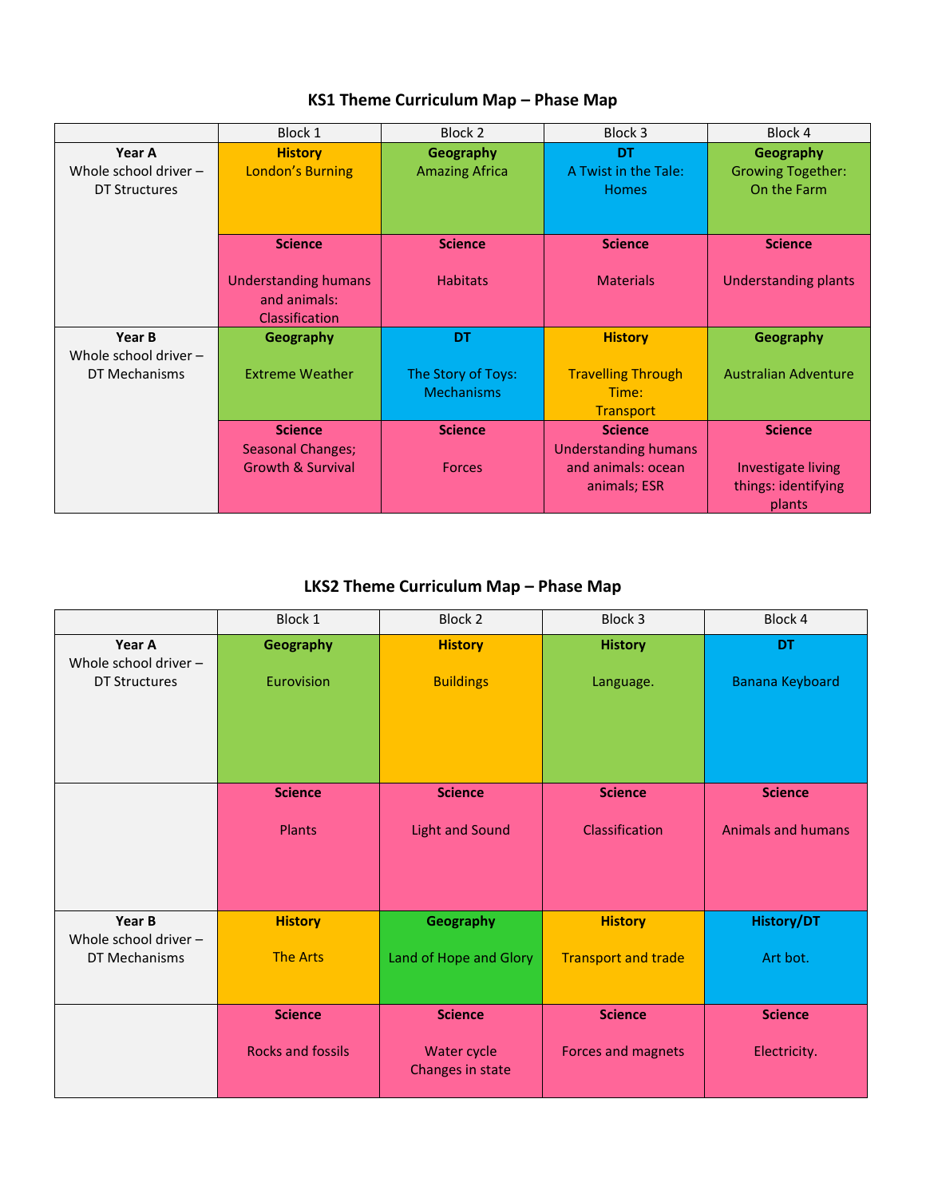## KS1 Theme Curriculum Map – Phase Map

| | Block 1 | Block 2 | Block 3 | Block 4 |
|---|---|---|---|---|
| **Year A** Whole school driver – DT Structures | **History** London's Burning | **Geography** Amazing Africa | **DT** A Twist in the Tale: Homes | **Geography** Growing Together: On the Farm |
| | **Science** Understanding humans and animals: Classification | **Science** Habitats | **Science** Materials | **Science** Understanding plants |
| **Year B** Whole school driver – DT Mechanisms | **Geography** Extreme Weather | **DT** The Story of Toys: Mechanisms | **History** Travelling Through Time: Transport | **Geography** Australian Adventure |
| | **Science** Seasonal Changes; Growth & Survival | **Science** Forces | **Science** Understanding humans and animals: ocean animals; ESR | **Science** Investigate living things: identifying plants |

## LKS2 Theme Curriculum Map – Phase Map

| | Block 1 | Block 2 | Block 3 | Block 4 |
|---|---|---|---|---|
| **Year A** Whole school driver – DT Structures | **Geography** Eurovision | **History** Buildings | **History** Language. | **DT** Banana Keyboard |
| | **Science** Plants | **Science** Light and Sound | **Science** Classification | **Science** Animals and humans |
| **Year B** Whole school driver – DT Mechanisms | **History** The Arts | **Geography** Land of Hope and Glory | **History** Transport and trade | **History/DT** Art bot. |
| | **Science** Rocks and fossils | **Science** Water cycle Changes in state | **Science** Forces and magnets | **Science** Electricity. |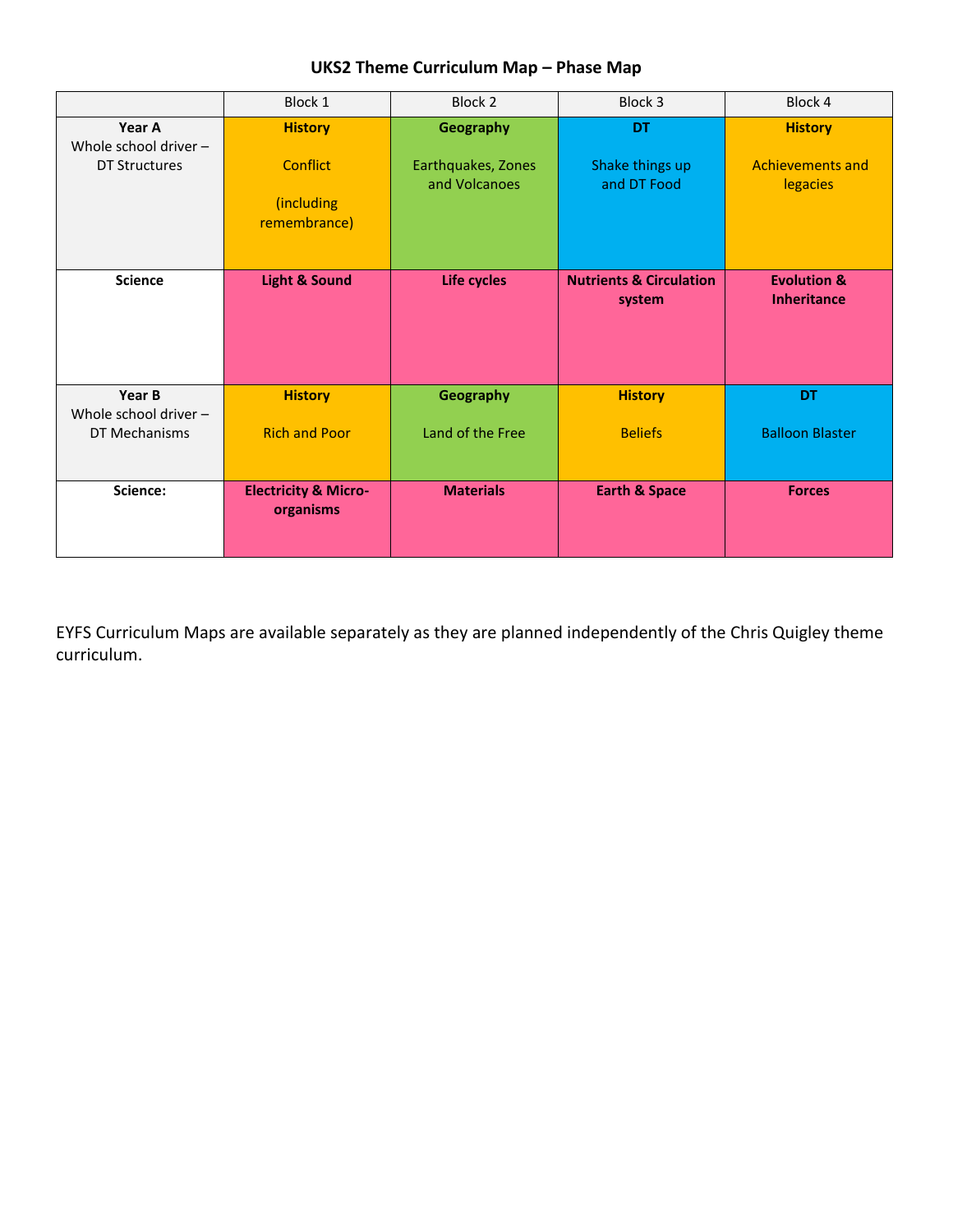## UKS2 Theme Curriculum Map – Phase Map

| | Block 1 | Block 2 | Block 3 | Block 4 |
|---|---|---|---|---|
| **Year A** Whole school driver – DT Structures | **History** Conflict (including remembrance) | **Geography** Earthquakes, Zones and Volcanoes | **DT** Shake things up and DT Food | **History** Achievements and legacies |
| **Science** | **Light & Sound** | **Life cycles** | **Nutrients & Circulation system** | **Evolution & Inheritance** |
| **Year B** Whole school driver – DT Mechanisms | **History** Rich and Poor | **Geography** Land of the Free | **History** Beliefs | **DT** Balloon Blaster |
| **Science:** | **Electricity & Micro-organisms** | **Materials** | **Earth & Space** | **Forces** |

EYFS Curriculum Maps are available separately as they are planned independently of the Chris Quigley theme curriculum.